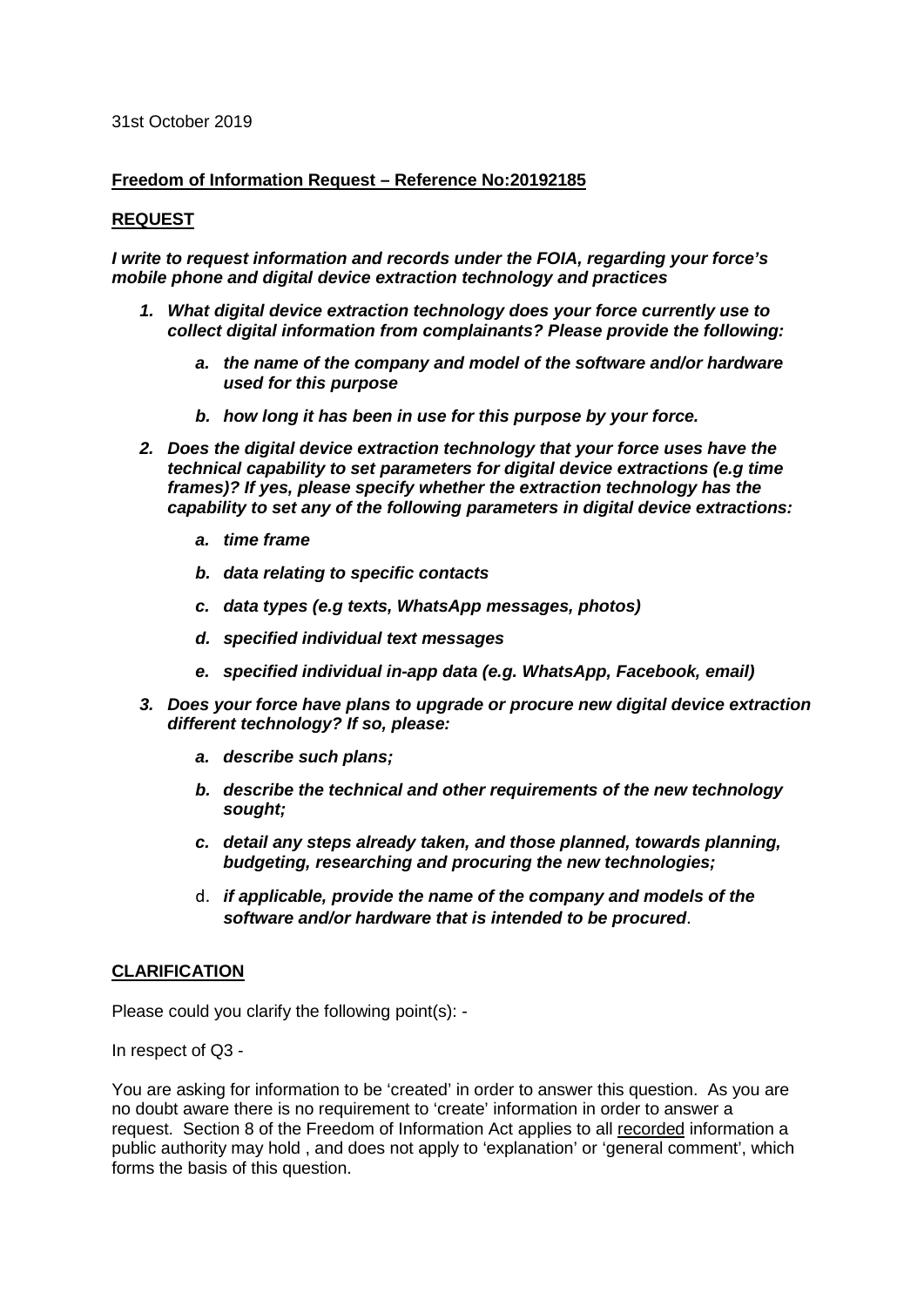31st October 2019

**Freedom of Information Request – Reference No:20192185**

**REQUEST**

***I write to request information and records under the FOIA, regarding your force's mobile phone and digital device extraction technology and practices***

1. ***What digital device extraction technology does your force currently use to collect digital information from complainants? Please provide the following:***
   a. ***the name of the company and model of the software and/or hardware used for this purpose***
   b. ***how long it has been in use for this purpose by your force.***
2. ***Does the digital device extraction technology that your force uses have the technical capability to set parameters for digital device extractions (e.g time frames)? If yes, please specify whether the extraction technology has the capability to set any of the following parameters in digital device extractions:***
   a. ***time frame***
   b. ***data relating to specific contacts***
   c. ***data types (e.g texts, WhatsApp messages, photos)***
   d. ***specified individual text messages***
   e. ***specified individual in-app data (e.g. WhatsApp, Facebook, email)***
3. ***Does your force have plans to upgrade or procure new digital device extraction different technology? If so, please:***
   a. ***describe such plans;***
   b. ***describe the technical and other requirements of the new technology sought;***
   c. ***detail any steps already taken, and those planned, towards planning, budgeting, researching and procuring the new technologies;***
   d. ***if applicable, provide the name of the company and models of the software and/or hardware that is intended to be procured***.

**CLARIFICATION**

Please could you clarify the following point(s): -

In respect of Q3 -

You are asking for information to be 'created' in order to answer this question. As you are no doubt aware there is no requirement to 'create' information in order to answer a request. Section 8 of the Freedom of Information Act applies to all recorded information a public authority may hold , and does not apply to 'explanation' or 'general comment', which forms the basis of this question.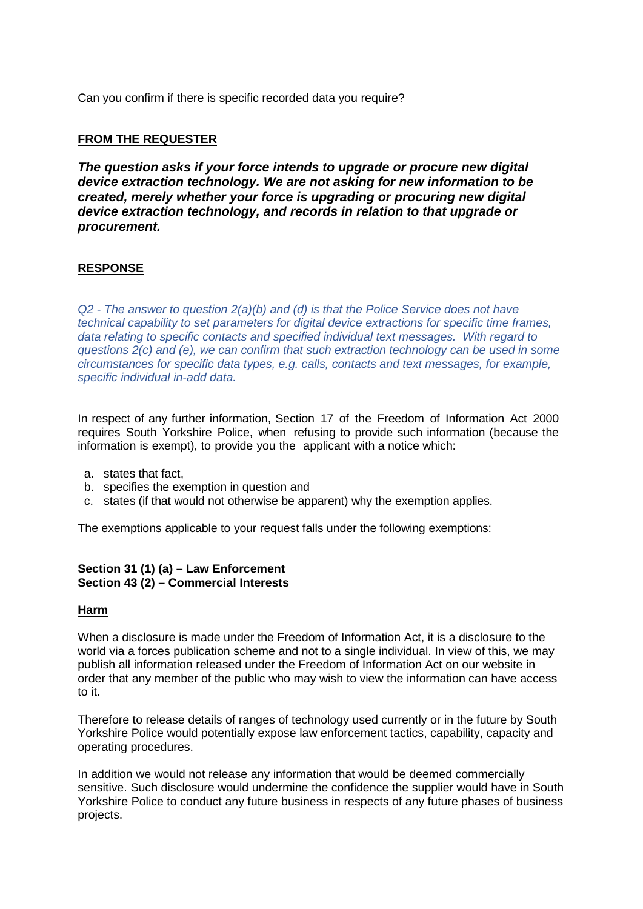Can you confirm if there is specific recorded data you require?

**FROM THE REQUESTER**

***The question asks if your force intends to upgrade or procure new digital device extraction technology. We are not asking for new information to be created, merely whether your force is upgrading or procuring new digital device extraction technology, and records in relation to that upgrade or procurement.***

**RESPONSE**

*Q2 - The answer to question 2(a)(b) and (d) is that the Police Service does not have technical capability to set parameters for digital device extractions for specific time frames, data relating to specific contacts and specified individual text messages. With regard to questions 2(c) and (e), we can confirm that such extraction technology can be used in some circumstances for specific data types, e.g. calls, contacts and text messages, for example, specific individual in-add data.*

In respect of any further information, Section 17 of the Freedom of Information Act 2000 requires South Yorkshire Police, when refusing to provide such information (because the information is exempt), to provide you the applicant with a notice which:

a. states that fact,
b. specifies the exemption in question and
c. states (if that would not otherwise be apparent) why the exemption applies.

The exemptions applicable to your request falls under the following exemptions:

**Section 31 (1) (a) – Law Enforcement**
**Section 43 (2) – Commercial Interests**

**Harm**

When a disclosure is made under the Freedom of Information Act, it is a disclosure to the world via a forces publication scheme and not to a single individual. In view of this, we may publish all information released under the Freedom of Information Act on our website in order that any member of the public who may wish to view the information can have access to it.

Therefore to release details of ranges of technology used currently or in the future by South Yorkshire Police would potentially expose law enforcement tactics, capability, capacity and operating procedures.

In addition we would not release any information that would be deemed commercially sensitive. Such disclosure would undermine the confidence the supplier would have in South Yorkshire Police to conduct any future business in respects of any future phases of business projects.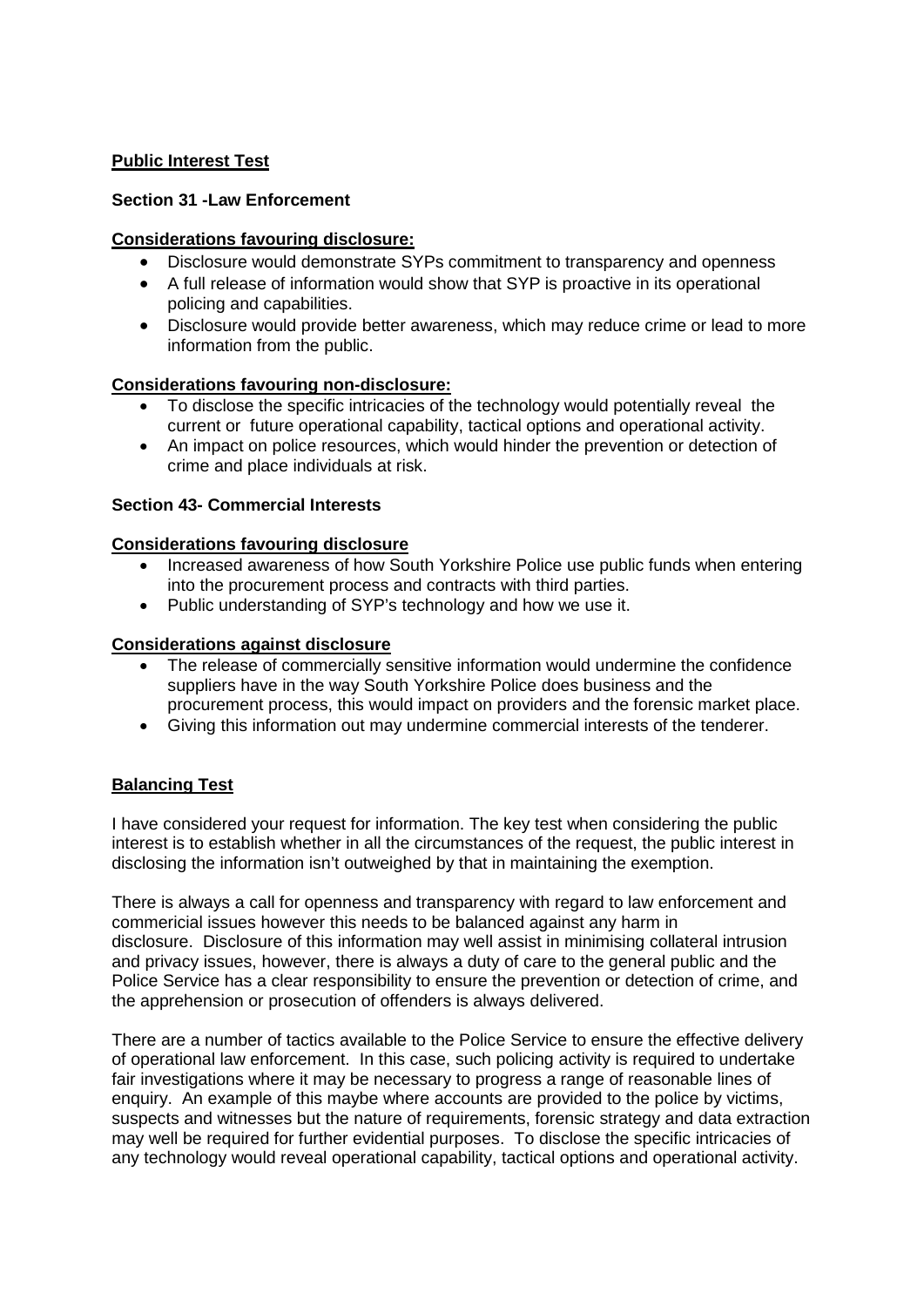**Public Interest Test**

**Section 31 -Law Enforcement**

**Considerations favouring disclosure:**

- Disclosure would demonstrate SYPs commitment to transparency and openness
- A full release of information would show that SYP is proactive in its operational policing and capabilities.
- Disclosure would provide better awareness, which may reduce crime or lead to more information from the public.

**Considerations favouring non-disclosure:**

- To disclose the specific intricacies of the technology would potentially reveal the current or future operational capability, tactical options and operational activity.
- An impact on police resources, which would hinder the prevention or detection of crime and place individuals at risk.

**Section 43- Commercial Interests**

**Considerations favouring disclosure**

- Increased awareness of how South Yorkshire Police use public funds when entering into the procurement process and contracts with third parties.
- Public understanding of SYP's technology and how we use it.

**Considerations against disclosure**

- The release of commercially sensitive information would undermine the confidence suppliers have in the way South Yorkshire Police does business and the procurement process, this would impact on providers and the forensic market place.
- Giving this information out may undermine commercial interests of the tenderer.

**Balancing Test**

I have considered your request for information. The key test when considering the public interest is to establish whether in all the circumstances of the request, the public interest in disclosing the information isn't outweighed by that in maintaining the exemption.

There is always a call for openness and transparency with regard to law enforcement and commericial issues however this needs to be balanced against any harm in disclosure. Disclosure of this information may well assist in minimising collateral intrusion and privacy issues, however, there is always a duty of care to the general public and the Police Service has a clear responsibility to ensure the prevention or detection of crime, and the apprehension or prosecution of offenders is always delivered.

There are a number of tactics available to the Police Service to ensure the effective delivery of operational law enforcement. In this case, such policing activity is required to undertake fair investigations where it may be necessary to progress a range of reasonable lines of enquiry. An example of this maybe where accounts are provided to the police by victims, suspects and witnesses but the nature of requirements, forensic strategy and data extraction may well be required for further evidential purposes. To disclose the specific intricacies of any technology would reveal operational capability, tactical options and operational activity.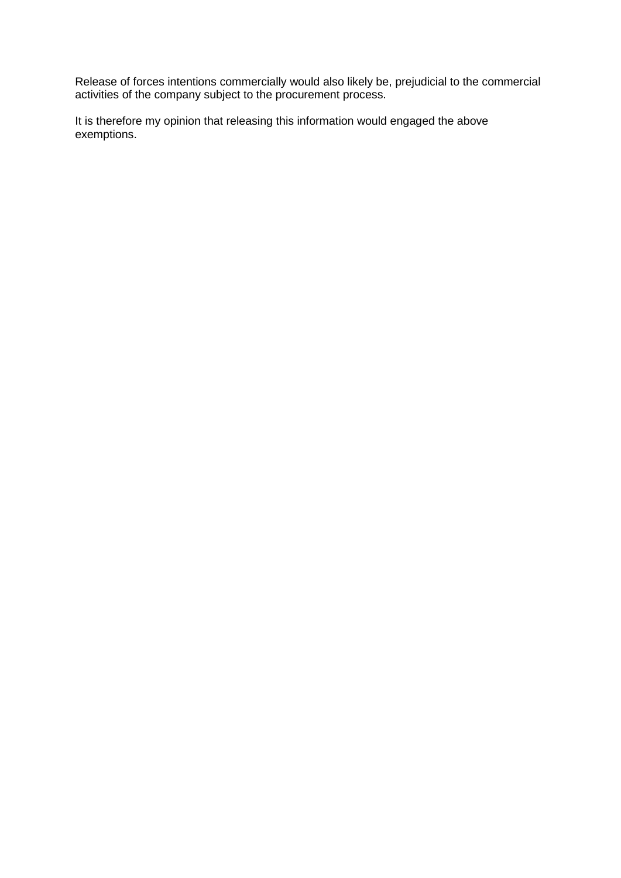Release of forces intentions commercially would also likely be, prejudicial to the commercial activities of the company subject to the procurement process.

It is therefore my opinion that releasing this information would engaged the above exemptions.